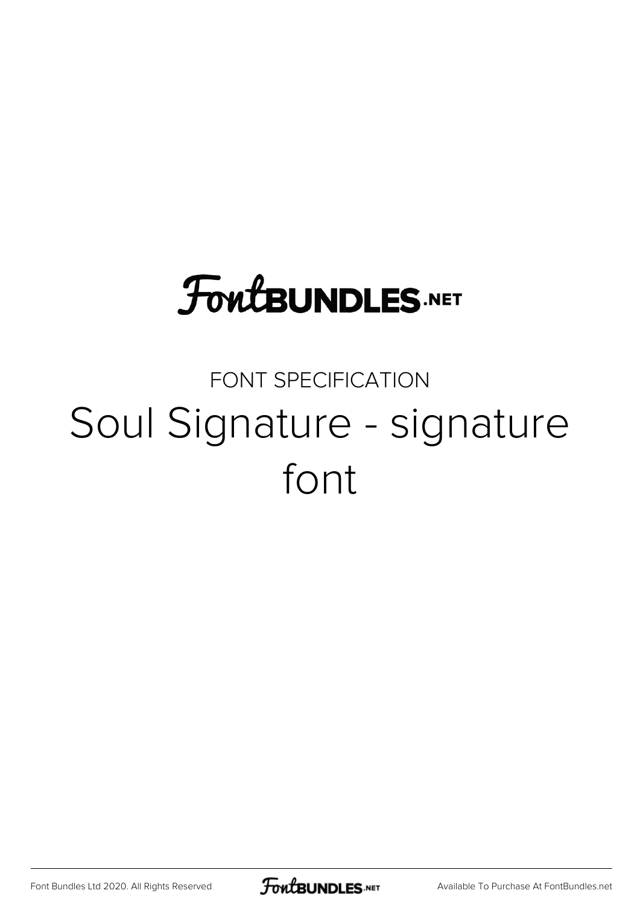FontBUNDLES.NET

FONT SPECIFICATION

# Soul Signature - signature font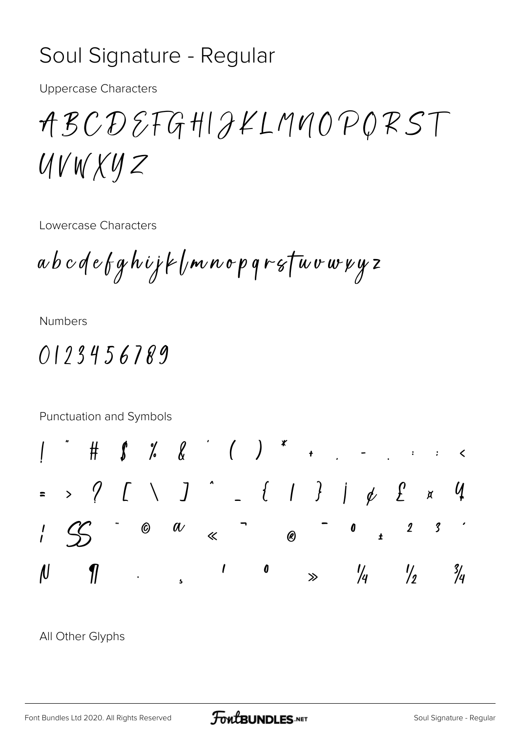# Soul Signature - Regular

Uppercase Characters

ABCDEFGHIJKLMNOPQRST
UVWXYZ

Lowercase Characters

abcdefghijklmnopqrstuvwxyz

Numbers

0123456789

Punctuation and Symbols

! " # $ % & ' ( ) * + , - . : ; <
= > ? [ \ ] ^ _ { | } ¡ ¢ £ ¤ ¥
¦ § ¨ © ª « ¬ ® ¯ ° ± ² ³ ´
µ ¶ · ¸ ¹ º » ¼ ½ ¾

All Other Glyphs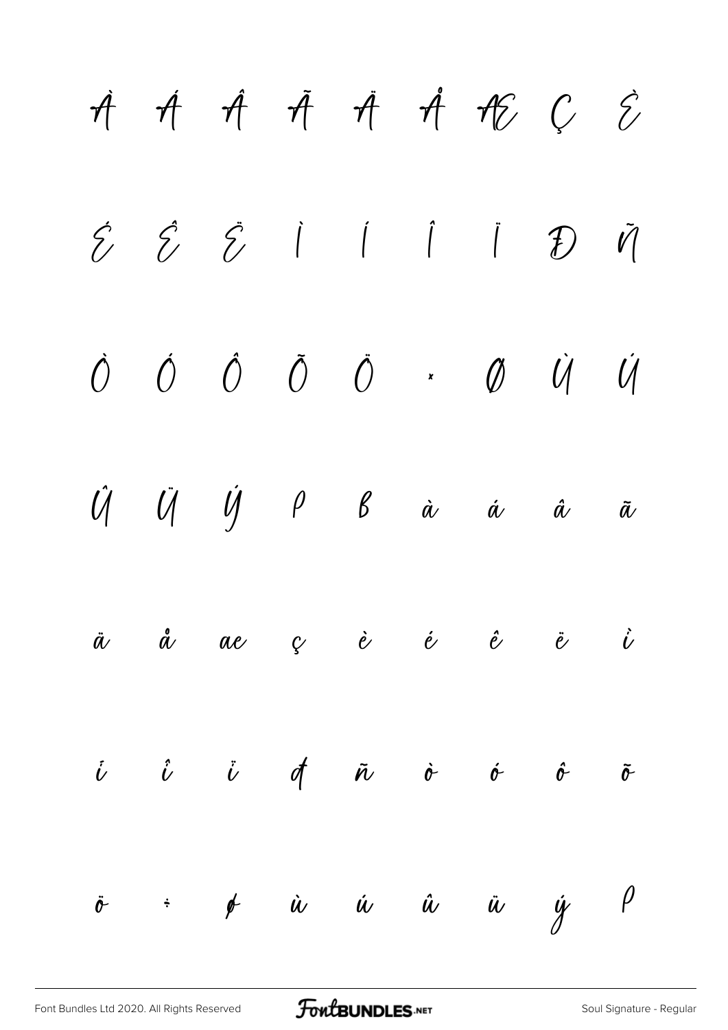À Á Â Ã Ä Å Æ Ç È

É Ê Ë Ì Í Î Ï Ð Ñ

Ò Ó Ô Õ Ö × Ø Ù Ú

Û Ü Ý Þ ß à á â ã

ä å æ ç è é ê ë ì

í î ï ð ñ ò ó ô õ

ö ÷ ø ù ú û ü ý þ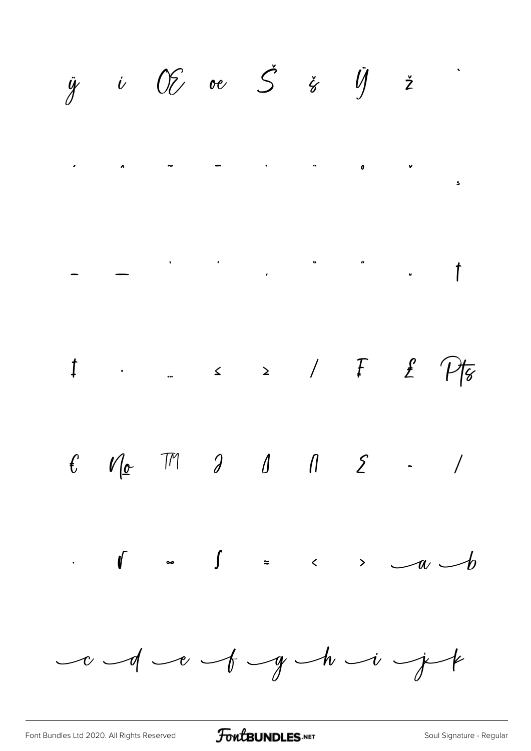ÿ ı Œ œ Š š Ÿ ž ˋ

ˊ ˆ ˜ ˉ ˙ ¨ ˚ ˇ ¸

– — ‘ ’ ‚ “ ” „ †

‡ • … ≤ ≥ ⁄ ₣ ₤ ₧

€ № ™ ∂ ∆ ∏ ∑ − ∕

∙ √ ∞ ∫ ≈ ‹ › a b

c d e f g h i j k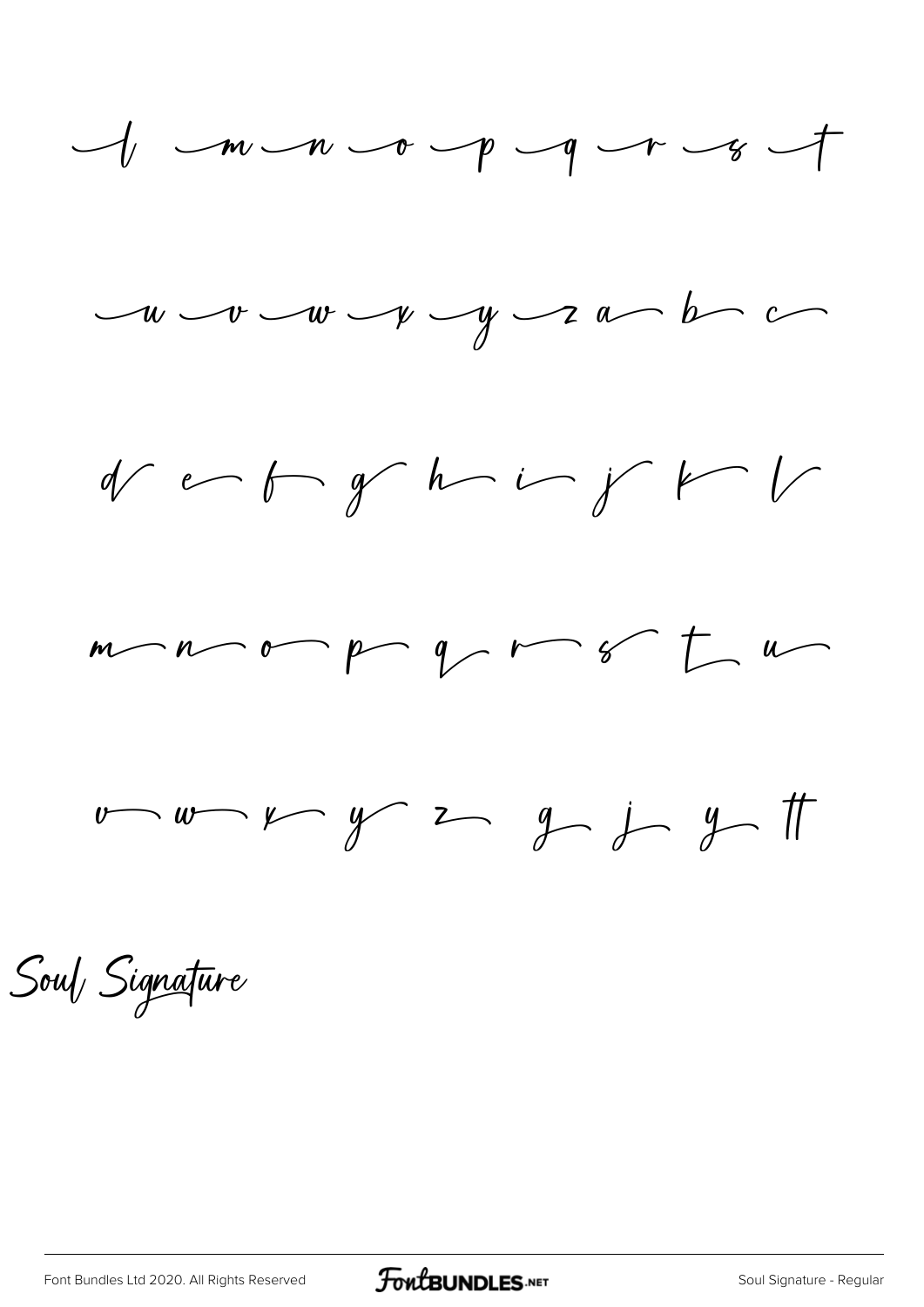l m n o p q r s t

u v w x y z a b c

d e f g h i j k l

m n o p q r s t u

v w x y z g j y tt

Soul Signature